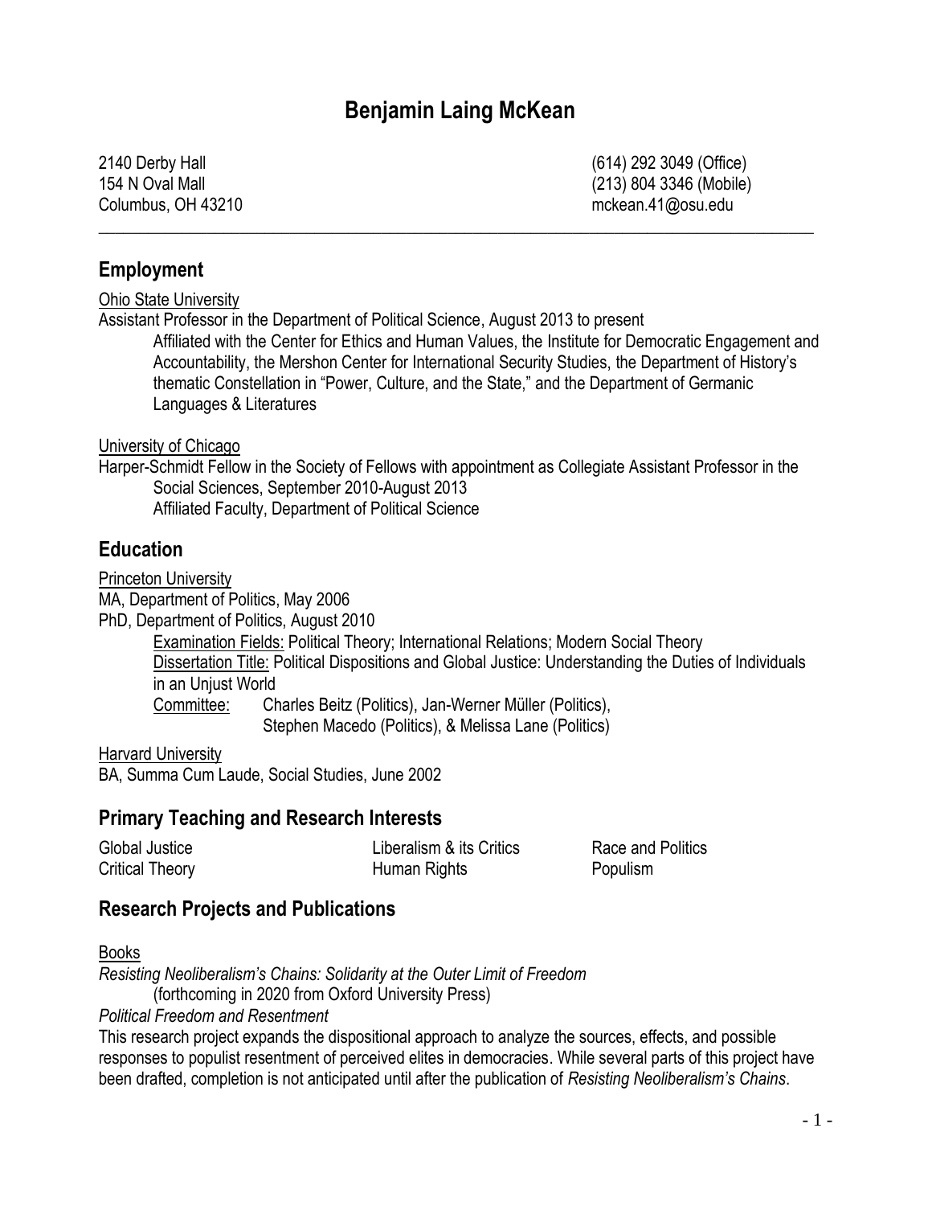# Benjamin Laing McKean

2140 Derby Hall
154 N Oval Mall
Columbus, OH 43210

(614) 292 3049 (Office)
(213) 804 3346 (Mobile)
mckean.41@osu.edu

---

## Employment

Ohio State University

Assistant Professor in the Department of Political Science, August 2013 to present

Affiliated with the Center for Ethics and Human Values, the Institute for Democratic Engagement and Accountability, the Mershon Center for International Security Studies, the Department of History's thematic Constellation in "Power, Culture, and the State," and the Department of Germanic Languages & Literatures

University of Chicago

Harper-Schmidt Fellow in the Society of Fellows with appointment as Collegiate Assistant Professor in the Social Sciences, September 2010-August 2013

Affiliated Faculty, Department of Political Science

## Education

Princeton University

MA, Department of Politics, May 2006

PhD, Department of Politics, August 2010

Examination Fields: Political Theory; International Relations; Modern Social Theory

Dissertation Title: Political Dispositions and Global Justice: Understanding the Duties of Individuals in an Unjust World

Committee: Charles Beitz (Politics), Jan-Werner Müller (Politics), Stephen Macedo (Politics), & Melissa Lane (Politics)

Harvard University

BA, Summa Cum Laude, Social Studies, June 2002

## Primary Teaching and Research Interests

Global Justice
Critical Theory
Liberalism & its Critics
Human Rights
Race and Politics
Populism

## Research Projects and Publications

Books

*Resisting Neoliberalism's Chains: Solidarity at the Outer Limit of Freedom*
(forthcoming in 2020 from Oxford University Press)

*Political Freedom and Resentment*

This research project expands the dispositional approach to analyze the sources, effects, and possible responses to populist resentment of perceived elites in democracies. While several parts of this project have been drafted, completion is not anticipated until after the publication of *Resisting Neoliberalism's Chains*.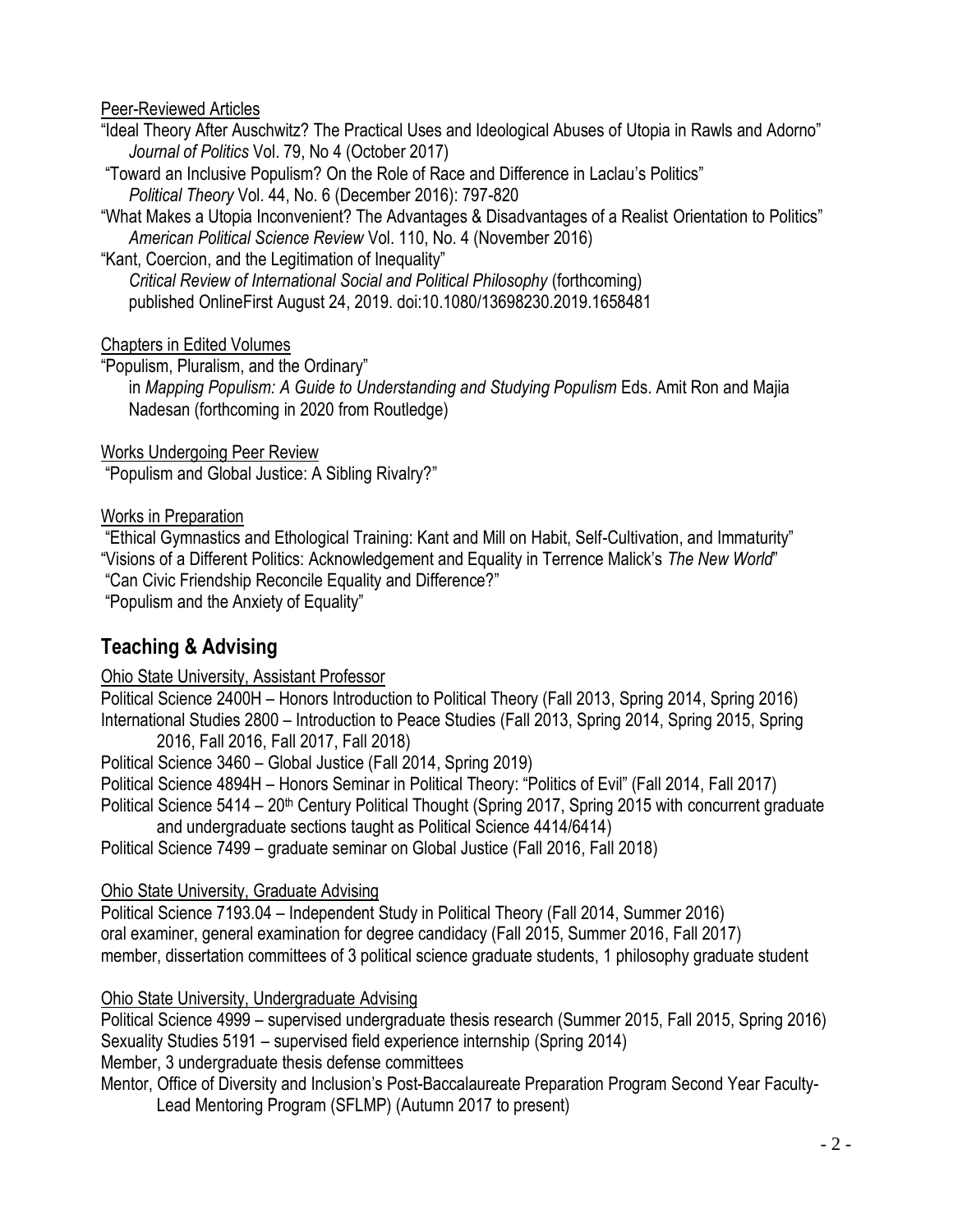Peer-Reviewed Articles

"Ideal Theory After Auschwitz? The Practical Uses and Ideological Abuses of Utopia in Rawls and Adorno"
*Journal of Politics* Vol. 79, No 4 (October 2017)

"Toward an Inclusive Populism? On the Role of Race and Difference in Laclau's Politics"
*Political Theory* Vol. 44, No. 6 (December 2016): 797-820

"What Makes a Utopia Inconvenient? The Advantages & Disadvantages of a Realist Orientation to Politics"
*American Political Science Review* Vol. 110, No. 4 (November 2016)

"Kant, Coercion, and the Legitimation of Inequality"
*Critical Review of International Social and Political Philosophy* (forthcoming)
published OnlineFirst August 24, 2019. doi:10.1080/13698230.2019.1658481

Chapters in Edited Volumes

"Populism, Pluralism, and the Ordinary"
in *Mapping Populism: A Guide to Understanding and Studying Populism* Eds. Amit Ron and Majia Nadesan (forthcoming in 2020 from Routledge)

Works Undergoing Peer Review

"Populism and Global Justice: A Sibling Rivalry?"

Works in Preparation

"Ethical Gymnastics and Ethological Training: Kant and Mill on Habit, Self-Cultivation, and Immaturity"
"Visions of a Different Politics: Acknowledgement and Equality in Terrence Malick's *The New World*"
"Can Civic Friendship Reconcile Equality and Difference?"
"Populism and the Anxiety of Equality"

## Teaching & Advising

Ohio State University, Assistant Professor

Political Science 2400H – Honors Introduction to Political Theory (Fall 2013, Spring 2014, Spring 2016)
International Studies 2800 – Introduction to Peace Studies (Fall 2013, Spring 2014, Spring 2015, Spring 2016, Fall 2016, Fall 2017, Fall 2018)
Political Science 3460 – Global Justice (Fall 2014, Spring 2019)
Political Science 4894H – Honors Seminar in Political Theory: "Politics of Evil" (Fall 2014, Fall 2017)
Political Science 5414 – 20th Century Political Thought (Spring 2017, Spring 2015 with concurrent graduate and undergraduate sections taught as Political Science 4414/6414)
Political Science 7499 – graduate seminar on Global Justice (Fall 2016, Fall 2018)

Ohio State University, Graduate Advising

Political Science 7193.04 – Independent Study in Political Theory (Fall 2014, Summer 2016)
oral examiner, general examination for degree candidacy (Fall 2015, Summer 2016, Fall 2017)
member, dissertation committees of 3 political science graduate students, 1 philosophy graduate student

Ohio State University, Undergraduate Advising

Political Science 4999 – supervised undergraduate thesis research (Summer 2015, Fall 2015, Spring 2016)
Sexuality Studies 5191 – supervised field experience internship (Spring 2014)
Member, 3 undergraduate thesis defense committees
Mentor, Office of Diversity and Inclusion's Post-Baccalaureate Preparation Program Second Year Faculty-Lead Mentoring Program (SFLMP) (Autumn 2017 to present)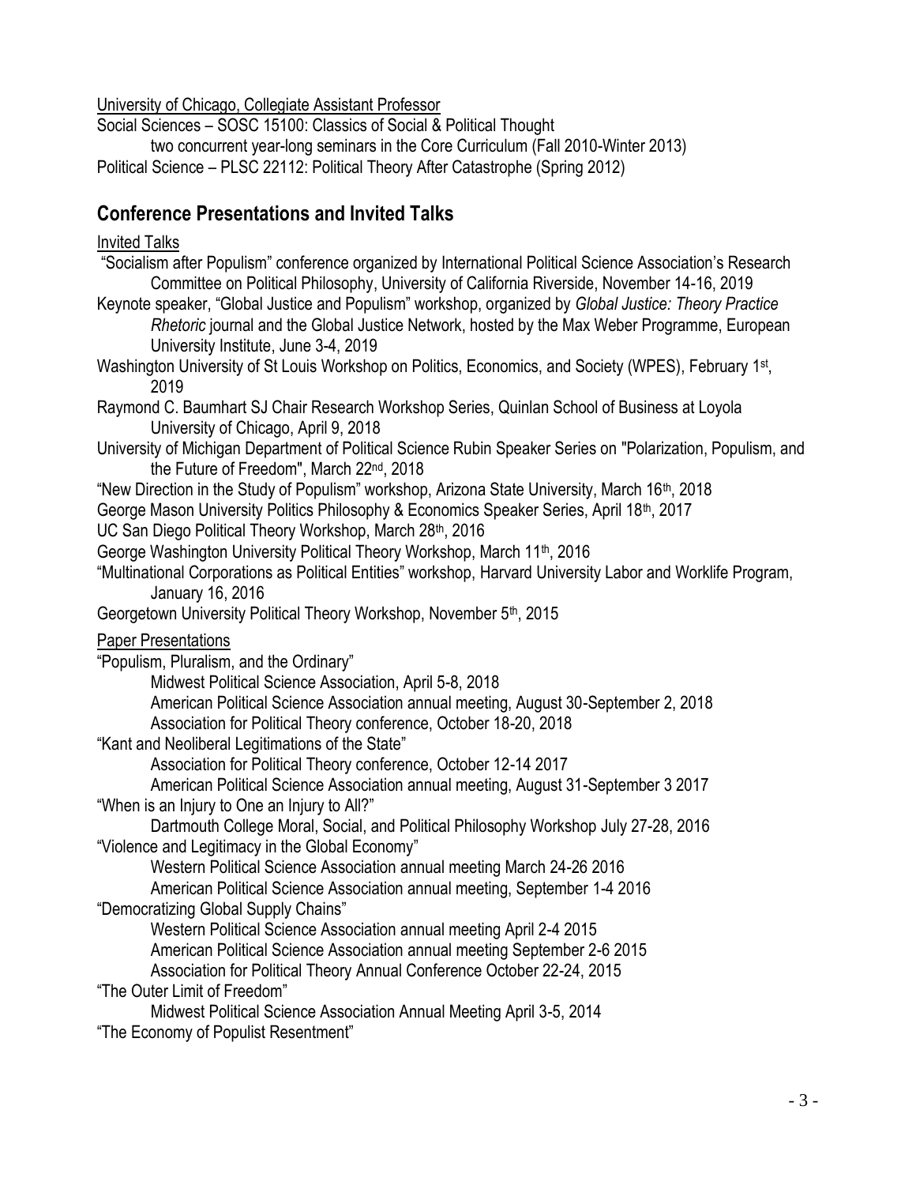University of Chicago, Collegiate Assistant Professor

Social Sciences – SOSC 15100: Classics of Social & Political Thought

two concurrent year-long seminars in the Core Curriculum (Fall 2010-Winter 2013)

Political Science – PLSC 22112: Political Theory After Catastrophe (Spring 2012)

## Conference Presentations and Invited Talks

Invited Talks

"Socialism after Populism" conference organized by International Political Science Association's Research Committee on Political Philosophy, University of California Riverside, November 14-16, 2019

Keynote speaker, "Global Justice and Populism" workshop, organized by *Global Justice: Theory Practice Rhetoric* journal and the Global Justice Network, hosted by the Max Weber Programme, European University Institute, June 3-4, 2019

Washington University of St Louis Workshop on Politics, Economics, and Society (WPES), February 1st, 2019

Raymond C. Baumhart SJ Chair Research Workshop Series, Quinlan School of Business at Loyola University of Chicago, April 9, 2018

University of Michigan Department of Political Science Rubin Speaker Series on "Polarization, Populism, and the Future of Freedom", March 22nd, 2018

"New Direction in the Study of Populism" workshop, Arizona State University, March 16th, 2018

George Mason University Politics Philosophy & Economics Speaker Series, April 18th, 2017

UC San Diego Political Theory Workshop, March 28th, 2016

George Washington University Political Theory Workshop, March 11th, 2016

"Multinational Corporations as Political Entities" workshop, Harvard University Labor and Worklife Program, January 16, 2016

Georgetown University Political Theory Workshop, November 5th, 2015

Paper Presentations

"Populism, Pluralism, and the Ordinary"

Midwest Political Science Association, April 5-8, 2018

American Political Science Association annual meeting, August 30-September 2, 2018

Association for Political Theory conference, October 18-20, 2018

"Kant and Neoliberal Legitimations of the State"

Association for Political Theory conference, October 12-14 2017

American Political Science Association annual meeting, August 31-September 3 2017

"When is an Injury to One an Injury to All?"

Dartmouth College Moral, Social, and Political Philosophy Workshop July 27-28, 2016

"Violence and Legitimacy in the Global Economy"

Western Political Science Association annual meeting March 24-26 2016

American Political Science Association annual meeting, September 1-4 2016

"Democratizing Global Supply Chains"

Western Political Science Association annual meeting April 2-4 2015

American Political Science Association annual meeting September 2-6 2015

Association for Political Theory Annual Conference October 22-24, 2015

"The Outer Limit of Freedom"

Midwest Political Science Association Annual Meeting April 3-5, 2014

"The Economy of Populist Resentment"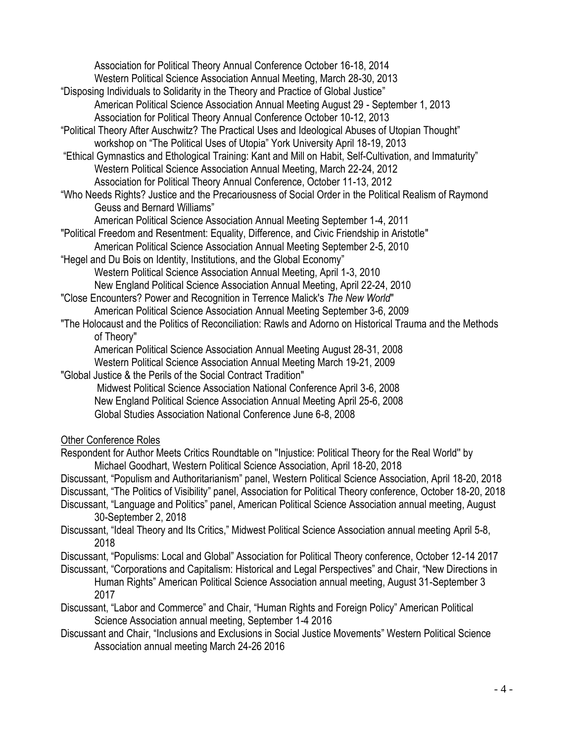Association for Political Theory Annual Conference October 16-18, 2014
Western Political Science Association Annual Meeting, March 28-30, 2013

"Disposing Individuals to Solidarity in the Theory and Practice of Global Justice"
American Political Science Association Annual Meeting August 29 - September 1, 2013
Association for Political Theory Annual Conference October 10-12, 2013

"Political Theory After Auschwitz? The Practical Uses and Ideological Abuses of Utopian Thought"
workshop on "The Political Uses of Utopia" York University April 18-19, 2013

"Ethical Gymnastics and Ethological Training: Kant and Mill on Habit, Self-Cultivation, and Immaturity"
Western Political Science Association Annual Meeting, March 22-24, 2012
Association for Political Theory Annual Conference, October 11-13, 2012

"Who Needs Rights? Justice and the Precariousness of Social Order in the Political Realism of Raymond Geuss and Bernard Williams"
American Political Science Association Annual Meeting September 1-4, 2011

"Political Freedom and Resentment: Equality, Difference, and Civic Friendship in Aristotle"
American Political Science Association Annual Meeting September 2-5, 2010

"Hegel and Du Bois on Identity, Institutions, and the Global Economy"
Western Political Science Association Annual Meeting, April 1-3, 2010
New England Political Science Association Annual Meeting, April 22-24, 2010

"Close Encounters? Power and Recognition in Terrence Malick's *The New World*"
American Political Science Association Annual Meeting September 3-6, 2009

"The Holocaust and the Politics of Reconciliation: Rawls and Adorno on Historical Trauma and the Methods of Theory"
American Political Science Association Annual Meeting August 28-31, 2008
Western Political Science Association Annual Meeting March 19-21, 2009

"Global Justice & the Perils of the Social Contract Tradition"
Midwest Political Science Association National Conference April 3-6, 2008
New England Political Science Association Annual Meeting April 25-6, 2008
Global Studies Association National Conference June 6-8, 2008

<u>Other Conference Roles</u>

Respondent for Author Meets Critics Roundtable on "Injustice: Political Theory for the Real World" by Michael Goodhart, Western Political Science Association, April 18-20, 2018

Discussant, "Populism and Authoritarianism" panel, Western Political Science Association, April 18-20, 2018

Discussant, "The Politics of Visibility" panel, Association for Political Theory conference, October 18-20, 2018

Discussant, "Language and Politics" panel, American Political Science Association annual meeting, August 30-September 2, 2018

Discussant, "Ideal Theory and Its Critics," Midwest Political Science Association annual meeting April 5-8, 2018

Discussant, "Populisms: Local and Global" Association for Political Theory conference, October 12-14 2017

Discussant, "Corporations and Capitalism: Historical and Legal Perspectives" and Chair, "New Directions in Human Rights" American Political Science Association annual meeting, August 31-September 3 2017

Discussant, "Labor and Commerce" and Chair, "Human Rights and Foreign Policy" American Political Science Association annual meeting, September 1-4 2016

Discussant and Chair, "Inclusions and Exclusions in Social Justice Movements" Western Political Science Association annual meeting March 24-26 2016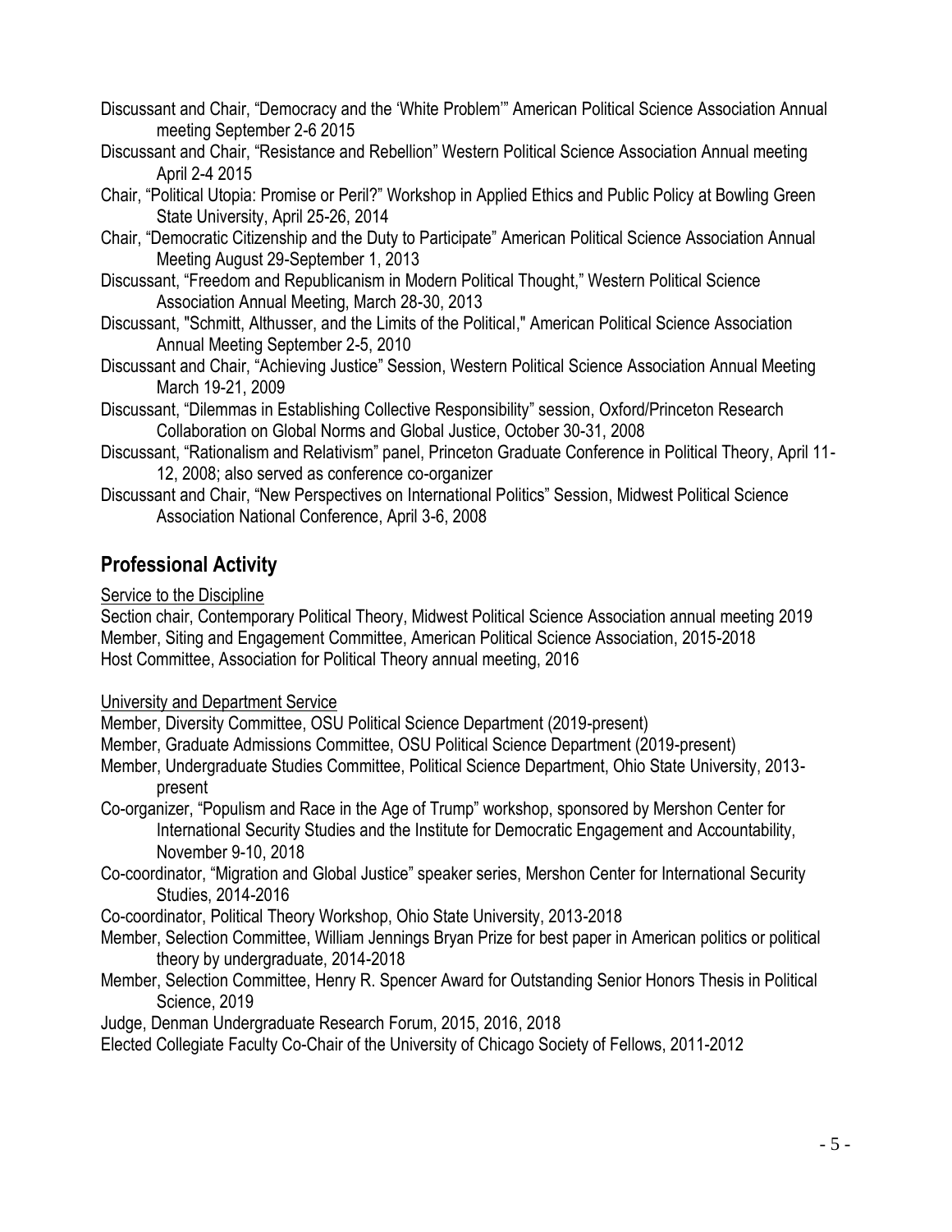Discussant and Chair, "Democracy and the 'White Problem'" American Political Science Association Annual meeting September 2-6 2015

Discussant and Chair, "Resistance and Rebellion" Western Political Science Association Annual meeting April 2-4 2015

Chair, "Political Utopia: Promise or Peril?" Workshop in Applied Ethics and Public Policy at Bowling Green State University, April 25-26, 2014

Chair, "Democratic Citizenship and the Duty to Participate" American Political Science Association Annual Meeting August 29-September 1, 2013

Discussant, "Freedom and Republicanism in Modern Political Thought," Western Political Science Association Annual Meeting, March 28-30, 2013

Discussant, "Schmitt, Althusser, and the Limits of the Political," American Political Science Association Annual Meeting September 2-5, 2010

Discussant and Chair, "Achieving Justice" Session, Western Political Science Association Annual Meeting March 19-21, 2009

Discussant, "Dilemmas in Establishing Collective Responsibility" session, Oxford/Princeton Research Collaboration on Global Norms and Global Justice, October 30-31, 2008

Discussant, "Rationalism and Relativism" panel, Princeton Graduate Conference in Political Theory, April 11-12, 2008; also served as conference co-organizer

Discussant and Chair, "New Perspectives on International Politics" Session, Midwest Political Science Association National Conference, April 3-6, 2008

## Professional Activity

Service to the Discipline

Section chair, Contemporary Political Theory, Midwest Political Science Association annual meeting 2019
Member, Siting and Engagement Committee, American Political Science Association, 2015-2018
Host Committee, Association for Political Theory annual meeting, 2016

University and Department Service

Member, Diversity Committee, OSU Political Science Department (2019-present)

Member, Graduate Admissions Committee, OSU Political Science Department (2019-present)

Member, Undergraduate Studies Committee, Political Science Department, Ohio State University, 2013-present

Co-organizer, "Populism and Race in the Age of Trump" workshop, sponsored by Mershon Center for International Security Studies and the Institute for Democratic Engagement and Accountability, November 9-10, 2018

Co-coordinator, "Migration and Global Justice" speaker series, Mershon Center for International Security Studies, 2014-2016

Co-coordinator, Political Theory Workshop, Ohio State University, 2013-2018

Member, Selection Committee, William Jennings Bryan Prize for best paper in American politics or political theory by undergraduate, 2014-2018

Member, Selection Committee, Henry R. Spencer Award for Outstanding Senior Honors Thesis in Political Science, 2019

Judge, Denman Undergraduate Research Forum, 2015, 2016, 2018

Elected Collegiate Faculty Co-Chair of the University of Chicago Society of Fellows, 2011-2012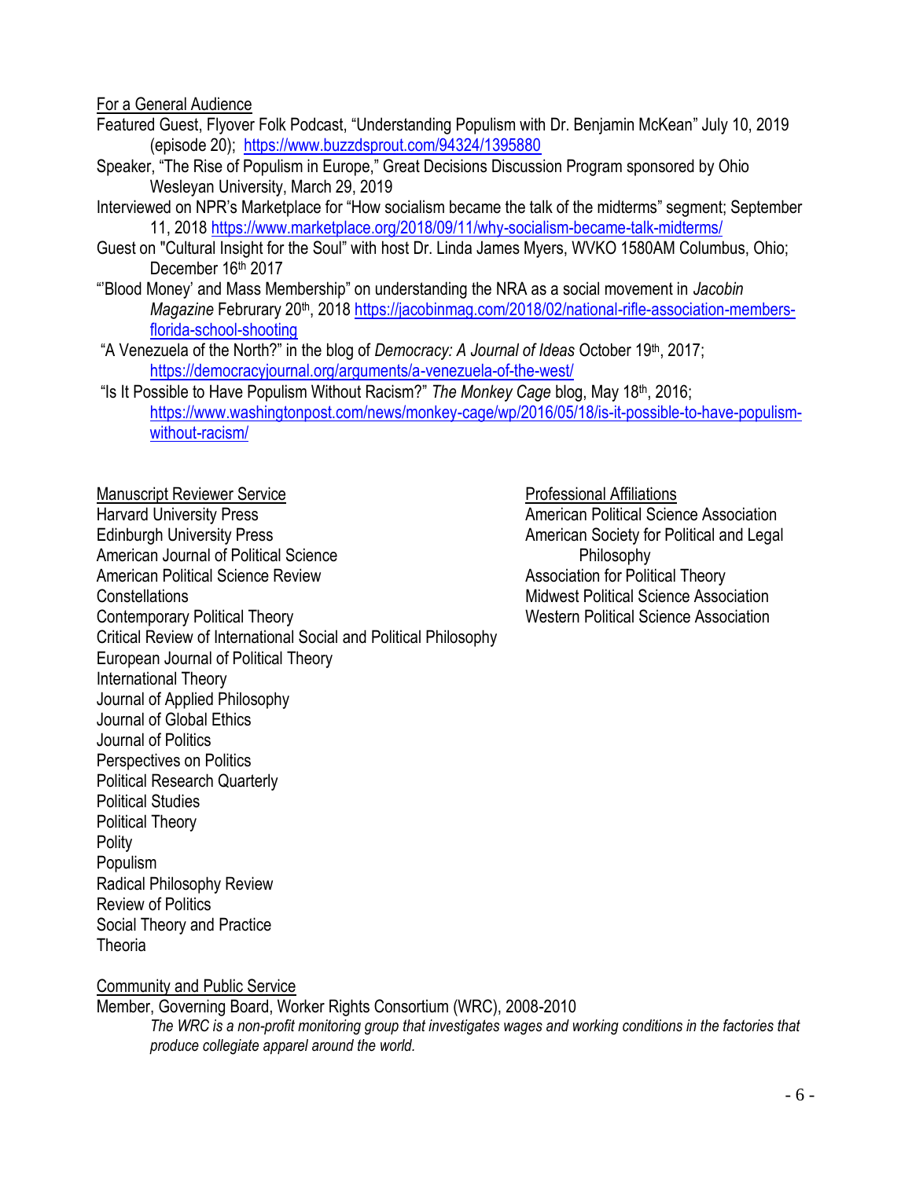For a General Audience

Featured Guest, Flyover Folk Podcast, "Understanding Populism with Dr. Benjamin McKean" July 10, 2019 (episode 20); https://www.buzzdsprout.com/94324/1395880

Speaker, "The Rise of Populism in Europe," Great Decisions Discussion Program sponsored by Ohio Wesleyan University, March 29, 2019

Interviewed on NPR's Marketplace for "How socialism became the talk of the midterms" segment; September 11, 2018 https://www.marketplace.org/2018/09/11/why-socialism-became-talk-midterms/

Guest on "Cultural Insight for the Soul" with host Dr. Linda James Myers, WVKO 1580AM Columbus, Ohio; December 16th 2017

"'Blood Money' and Mass Membership" on understanding the NRA as a social movement in *Jacobin Magazine* Februrary 20th, 2018 https://jacobinmag.com/2018/02/national-rifle-association-members-florida-school-shooting

"A Venezuela of the North?" in the blog of *Democracy: A Journal of Ideas* October 19th, 2017; https://democracyjournal.org/arguments/a-venezuela-of-the-west/

"Is It Possible to Have Populism Without Racism?" *The Monkey Cage* blog, May 18th, 2016; https://www.washingtonpost.com/news/monkey-cage/wp/2016/05/18/is-it-possible-to-have-populism-without-racism/

Manuscript Reviewer Service

Harvard University Press
Edinburgh University Press
American Journal of Political Science
American Political Science Review
Constellations
Contemporary Political Theory
Critical Review of International Social and Political Philosophy
European Journal of Political Theory
International Theory
Journal of Applied Philosophy
Journal of Global Ethics
Journal of Politics
Perspectives on Politics
Political Research Quarterly
Political Studies
Political Theory
Polity
Populism
Radical Philosophy Review
Review of Politics
Social Theory and Practice
Theoria

Professional Affiliations

American Political Science Association
American Society for Political and Legal Philosophy
Association for Political Theory
Midwest Political Science Association
Western Political Science Association

Community and Public Service

Member, Governing Board, Worker Rights Consortium (WRC), 2008-2010

*The WRC is a non-profit monitoring group that investigates wages and working conditions in the factories that produce collegiate apparel around the world.*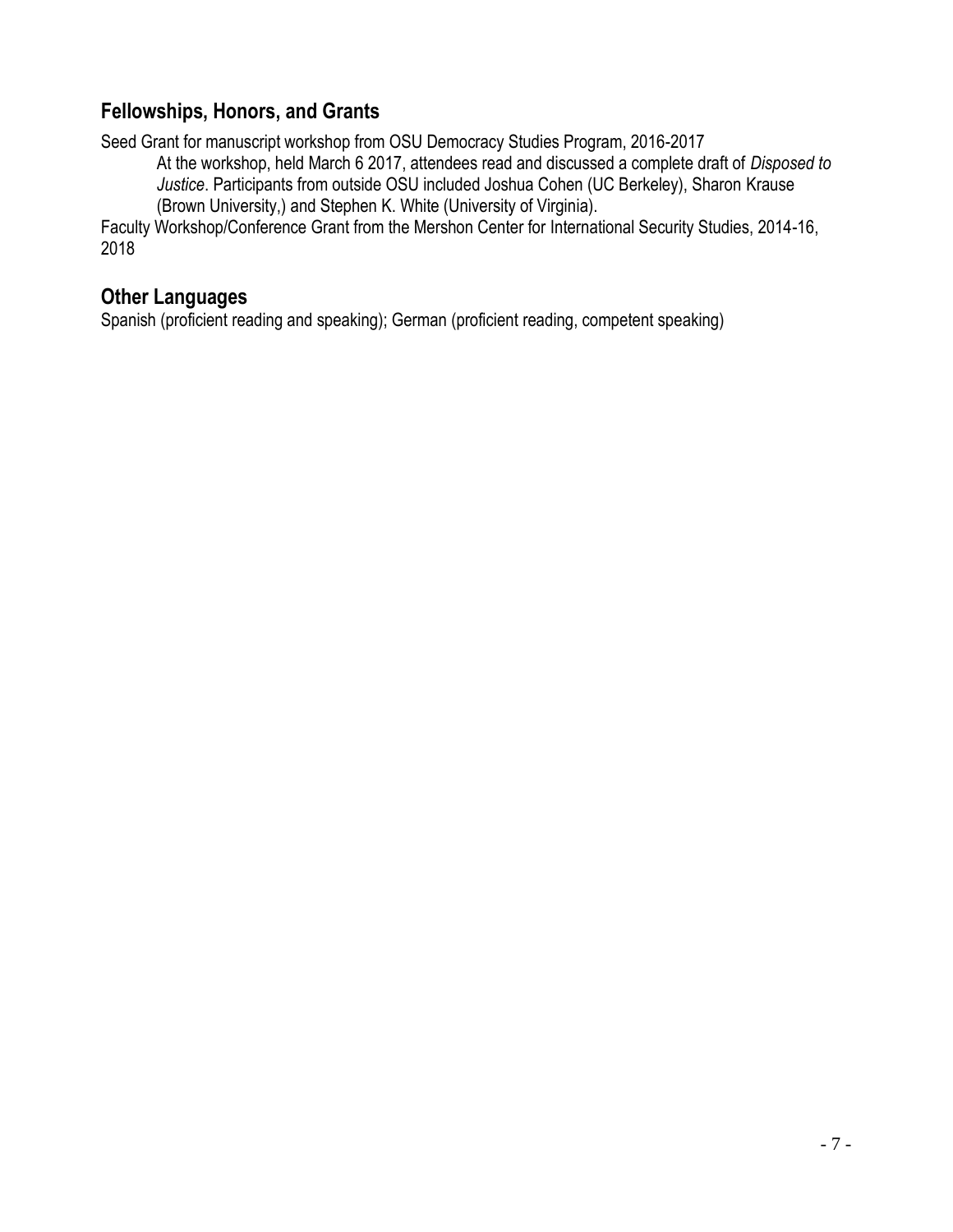## Fellowships, Honors, and Grants

Seed Grant for manuscript workshop from OSU Democracy Studies Program, 2016-2017

At the workshop, held March 6 2017, attendees read and discussed a complete draft of *Disposed to Justice*. Participants from outside OSU included Joshua Cohen (UC Berkeley), Sharon Krause (Brown University,) and Stephen K. White (University of Virginia).

Faculty Workshop/Conference Grant from the Mershon Center for International Security Studies, 2014-16, 2018

## Other Languages

Spanish (proficient reading and speaking); German (proficient reading, competent speaking)